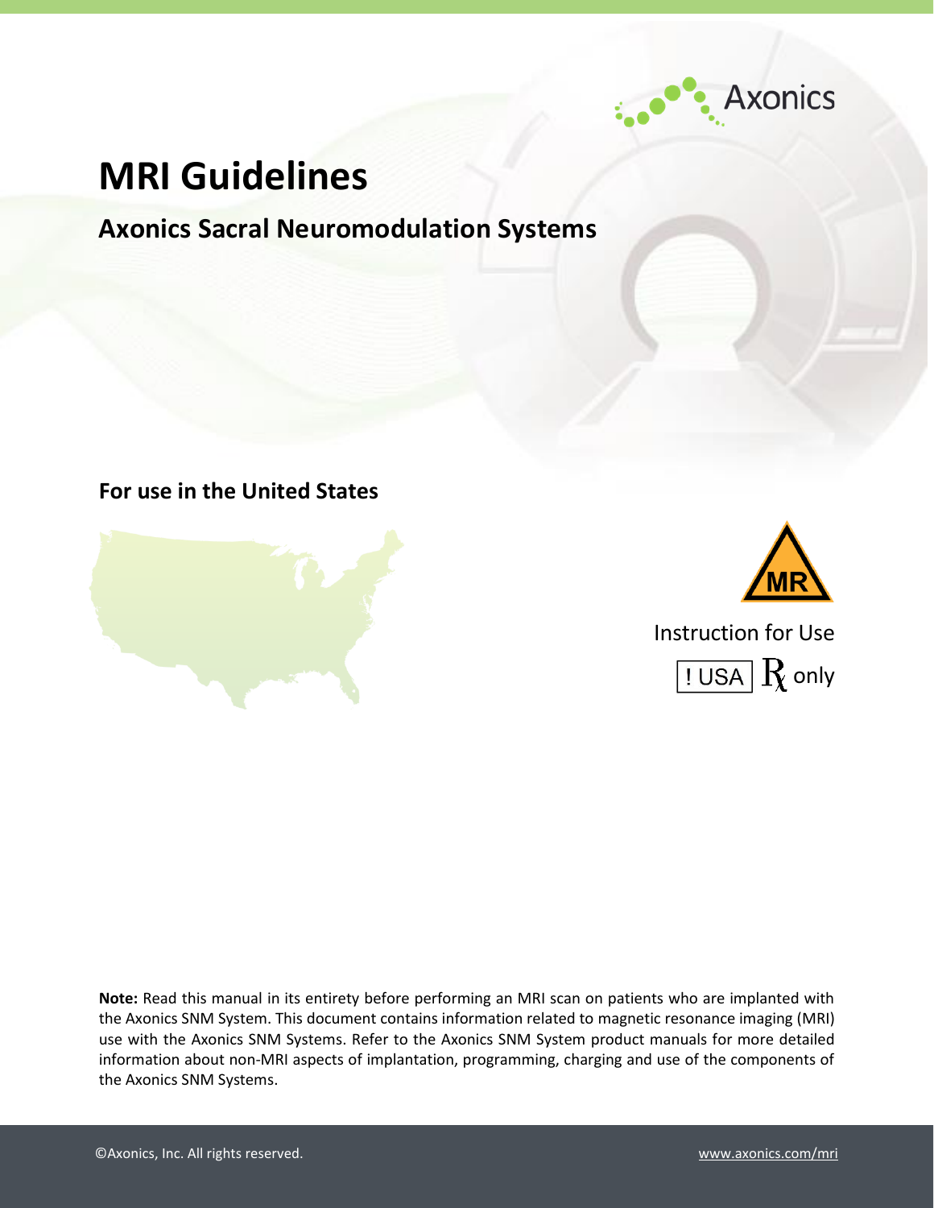Axonics

# MRI Guidelines

## Axonics Sacral Neuromodulation Systems

### For use in the United States

MR

Instruction for Use

! USA Rx only

**Note:** Read this manual in its entirety before performing an MRI scan on patients who are implanted with the Axonics SNM System. This document contains information related to magnetic resonance imaging (MRI) use with the Axonics SNM Systems. Refer to the Axonics SNM System product manuals for more detailed information about non-MRI aspects of implantation, programming, charging and use of the components of the Axonics SNM Systems.

©Axonics, Inc. All rights reserved.

www.axonics.com/mri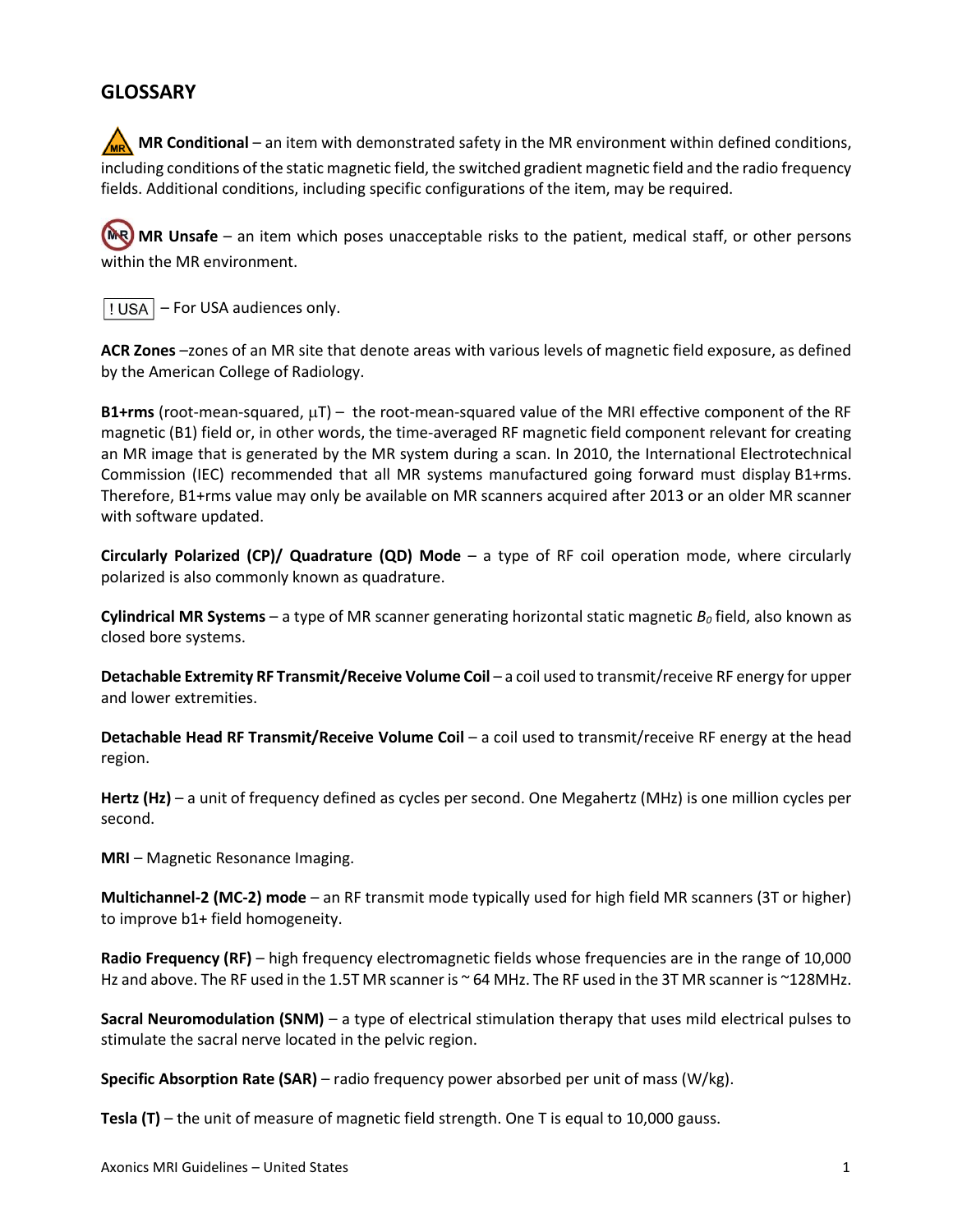## GLOSSARY

**MR Conditional** – an item with demonstrated safety in the MR environment within defined conditions, including conditions of the static magnetic field, the switched gradient magnetic field and the radio frequency fields. Additional conditions, including specific configurations of the item, may be required.

**MR Unsafe** – an item which poses unacceptable risks to the patient, medical staff, or other persons within the MR environment.

! USA – For USA audiences only.

**ACR Zones** –zones of an MR site that denote areas with various levels of magnetic field exposure, as defined by the American College of Radiology.

**B1+rms** (root-mean-squared, μT) – the root-mean-squared value of the MRI effective component of the RF magnetic (B1) field or, in other words, the time-averaged RF magnetic field component relevant for creating an MR image that is generated by the MR system during a scan. In 2010, the International Electrotechnical Commission (IEC) recommended that all MR systems manufactured going forward must display B1+rms. Therefore, B1+rms value may only be available on MR scanners acquired after 2013 or an older MR scanner with software updated.

**Circularly Polarized (CP)/ Quadrature (QD) Mode** – a type of RF coil operation mode, where circularly polarized is also commonly known as quadrature.

**Cylindrical MR Systems** – a type of MR scanner generating horizontal static magnetic $B_0$ field, also known as closed bore systems.

**Detachable Extremity RF Transmit/Receive Volume Coil** – a coil used to transmit/receive RF energy for upper and lower extremities.

**Detachable Head RF Transmit/Receive Volume Coil** – a coil used to transmit/receive RF energy at the head region.

**Hertz (Hz)** – a unit of frequency defined as cycles per second. One Megahertz (MHz) is one million cycles per second.

**MRI** – Magnetic Resonance Imaging.

**Multichannel-2 (MC-2) mode** – an RF transmit mode typically used for high field MR scanners (3T or higher) to improve b1+ field homogeneity.

**Radio Frequency (RF)** – high frequency electromagnetic fields whose frequencies are in the range of 10,000 Hz and above. The RF used in the 1.5T MR scanner is ~ 64 MHz. The RF used in the 3T MR scanner is ~128MHz.

**Sacral Neuromodulation (SNM)** – a type of electrical stimulation therapy that uses mild electrical pulses to stimulate the sacral nerve located in the pelvic region.

**Specific Absorption Rate (SAR)** – radio frequency power absorbed per unit of mass (W/kg).

**Tesla (T)** – the unit of measure of magnetic field strength. One T is equal to 10,000 gauss.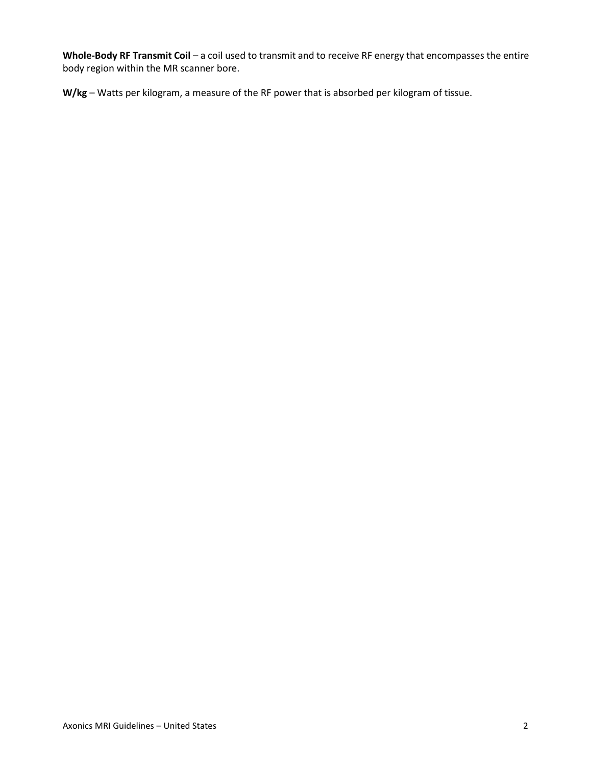**Whole-Body RF Transmit Coil** – a coil used to transmit and to receive RF energy that encompasses the entire body region within the MR scanner bore.

**W/kg** – Watts per kilogram, a measure of the RF power that is absorbed per kilogram of tissue.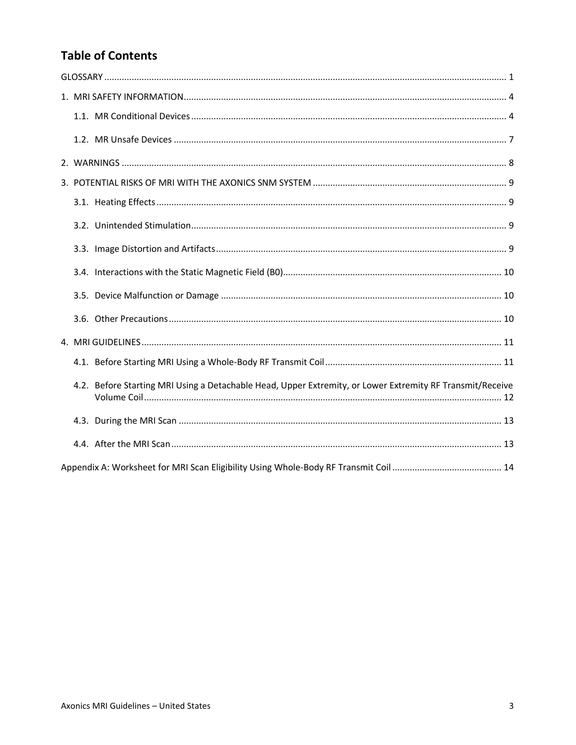# Table of Contents

GLOSSARY ........ 1

1. MRI SAFETY INFORMATION ........ 4
   - 1.1. MR Conditional Devices ........ 4
   - 1.2. MR Unsafe Devices ........ 7
2. WARNINGS ........ 8
3. POTENTIAL RISKS OF MRI WITH THE AXONICS SNM SYSTEM ........ 9
   - 3.1. Heating Effects ........ 9
   - 3.2. Unintended Stimulation ........ 9
   - 3.3. Image Distortion and Artifacts ........ 9
   - 3.4. Interactions with the Static Magnetic Field (B0) ........ 10
   - 3.5. Device Malfunction or Damage ........ 10
   - 3.6. Other Precautions ........ 10
4. MRI GUIDELINES ........ 11
   - 4.1. Before Starting MRI Using a Whole-Body RF Transmit Coil ........ 11
   - 4.2. Before Starting MRI Using a Detachable Head, Upper Extremity, or Lower Extremity RF Transmit/Receive Volume Coil ........ 12
   - 4.3. During the MRI Scan ........ 13
   - 4.4. After the MRI Scan ........ 13

Appendix A: Worksheet for MRI Scan Eligibility Using Whole-Body RF Transmit Coil ........ 14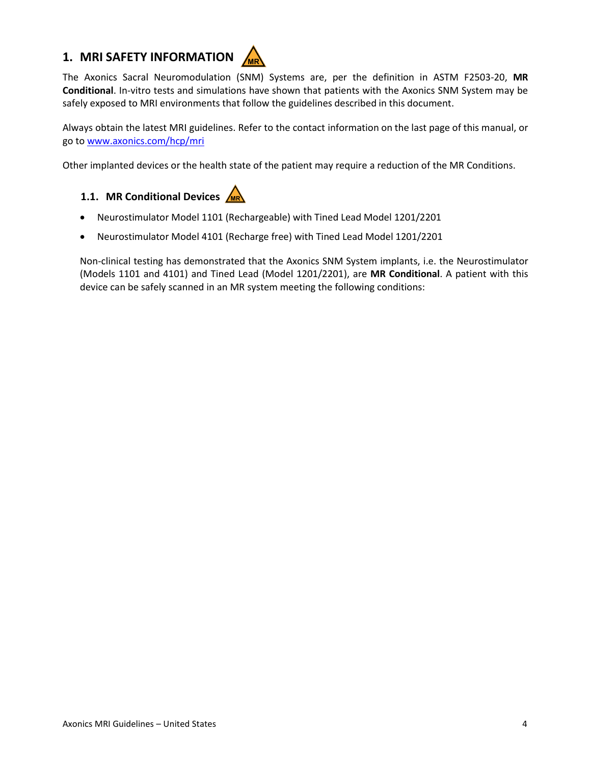# 1. MRI SAFETY INFORMATION

The Axonics Sacral Neuromodulation (SNM) Systems are, per the definition in ASTM F2503-20, **MR Conditional**. In-vitro tests and simulations have shown that patients with the Axonics SNM System may be safely exposed to MRI environments that follow the guidelines described in this document.

Always obtain the latest MRI guidelines. Refer to the contact information on the last page of this manual, or go to www.axonics.com/hcp/mri

Other implanted devices or the health state of the patient may require a reduction of the MR Conditions.

## 1.1. MR Conditional Devices

- Neurostimulator Model 1101 (Rechargeable) with Tined Lead Model 1201/2201
- Neurostimulator Model 4101 (Recharge free) with Tined Lead Model 1201/2201

Non-clinical testing has demonstrated that the Axonics SNM System implants, i.e. the Neurostimulator (Models 1101 and 4101) and Tined Lead (Model 1201/2201), are **MR Conditional**. A patient with this device can be safely scanned in an MR system meeting the following conditions: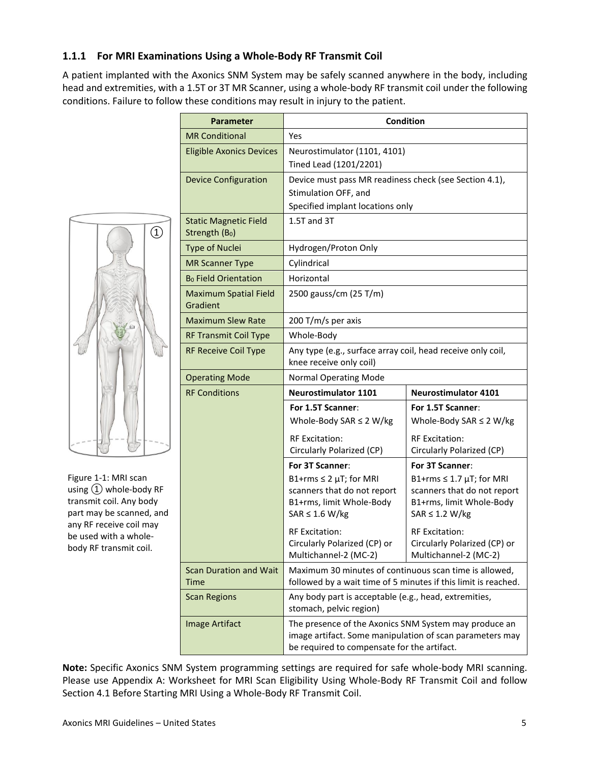### 1.1.1 For MRI Examinations Using a Whole-Body RF Transmit Coil

A patient implanted with the Axonics SNM System may be safely scanned anywhere in the body, including head and extremities, with a 1.5T or 3T MR Scanner, using a whole-body RF transmit coil under the following conditions. Failure to follow these conditions may result in injury to the patient.

Figure 1-1: MRI scan using ① whole-body RF transmit coil. Any body part may be scanned, and any RF receive coil may be used with a whole-body RF transmit coil.

| Parameter | Condition | |
|---|---|---|
| MR Conditional | Yes | |
| Eligible Axonics Devices | Neurostimulator (1101, 4101)<br>Tined Lead (1201/2201) | |
| Device Configuration | Device must pass MR readiness check (see Section 4.1),<br>Stimulation OFF, and<br>Specified implant locations only | |
| Static Magnetic Field Strength ($B_0$) | 1.5T and 3T | |
| Type of Nuclei | Hydrogen/Proton Only | |
| MR Scanner Type | Cylindrical | |
| $B_0$ Field Orientation | Horizontal | |
| Maximum Spatial Field Gradient | 2500 gauss/cm (25 T/m) | |
| Maximum Slew Rate | 200 T/m/s per axis | |
| RF Transmit Coil Type | Whole-Body | |
| RF Receive Coil Type | Any type (e.g., surface array coil, head receive only coil, knee receive only coil) | |
| Operating Mode | Normal Operating Mode | |
| RF Conditions | **Neurostimulator 1101** | **Neurostimulator 4101** |
| | **For 1.5T Scanner**:<br>Whole-Body SAR ≤ 2 W/kg<br><br>RF Excitation:<br>Circularly Polarized (CP) | **For 1.5T Scanner**:<br>Whole-Body SAR ≤ 2 W/kg<br><br>RF Excitation:<br>Circularly Polarized (CP) |
| | **For 3T Scanner**:<br>B1+rms ≤ 2 µT; for MRI scanners that do not report B1+rms, limit Whole-Body SAR ≤ 1.6 W/kg<br><br>RF Excitation:<br>Circularly Polarized (CP) or Multichannel-2 (MC-2) | **For 3T Scanner**:<br>B1+rms ≤ 1.7 µT; for MRI scanners that do not report B1+rms, limit Whole-Body SAR ≤ 1.2 W/kg<br><br>RF Excitation:<br>Circularly Polarized (CP) or Multichannel-2 (MC-2) |
| Scan Duration and Wait Time | Maximum 30 minutes of continuous scan time is allowed, followed by a wait time of 5 minutes if this limit is reached. | |
| Scan Regions | Any body part is acceptable (e.g., head, extremities, stomach, pelvic region) | |
| Image Artifact | The presence of the Axonics SNM System may produce an image artifact. Some manipulation of scan parameters may be required to compensate for the artifact. | |

**Note:** Specific Axonics SNM System programming settings are required for safe whole-body MRI scanning. Please use Appendix A: Worksheet for MRI Scan Eligibility Using Whole-Body RF Transmit Coil and follow Section 4.1 Before Starting MRI Using a Whole-Body RF Transmit Coil.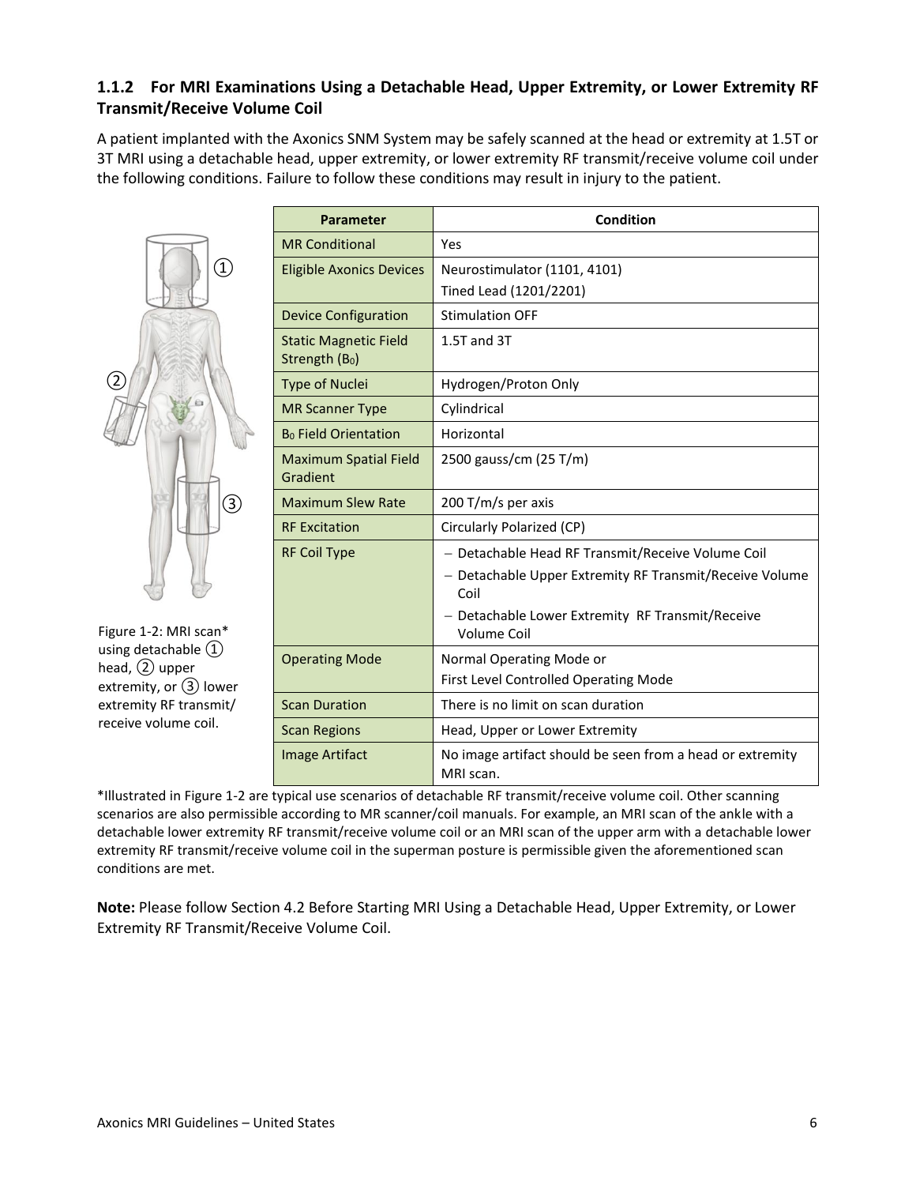### 1.1.2 For MRI Examinations Using a Detachable Head, Upper Extremity, or Lower Extremity RF Transmit/Receive Volume Coil

A patient implanted with the Axonics SNM System may be safely scanned at the head or extremity at 1.5T or 3T MRI using a detachable head, upper extremity, or lower extremity RF transmit/receive volume coil under the following conditions. Failure to follow these conditions may result in injury to the patient.

| Parameter | Condition |
|---|---|
| MR Conditional | Yes |
| Eligible Axonics Devices | Neurostimulator (1101, 4101)<br>Tined Lead (1201/2201) |
| Device Configuration | Stimulation OFF |
| Static Magnetic Field Strength ($B_0$) | 1.5T and 3T |
| Type of Nuclei | Hydrogen/Proton Only |
| MR Scanner Type | Cylindrical |
| $B_0$ Field Orientation | Horizontal |
| Maximum Spatial Field Gradient | 2500 gauss/cm (25 T/m) |
| Maximum Slew Rate | 200 T/m/s per axis |
| RF Excitation | Circularly Polarized (CP) |
| RF Coil Type | – Detachable Head RF Transmit/Receive Volume Coil<br>– Detachable Upper Extremity RF Transmit/Receive Volume Coil<br>– Detachable Lower Extremity RF Transmit/Receive Volume Coil |
| Operating Mode | Normal Operating Mode or<br>First Level Controlled Operating Mode |
| Scan Duration | There is no limit on scan duration |
| Scan Regions | Head, Upper or Lower Extremity |
| Image Artifact | No image artifact should be seen from a head or extremity MRI scan. |

Figure 1-2: MRI scan* using detachable ① head, ② upper extremity, or ③ lower extremity RF transmit/receive volume coil.

*Illustrated in Figure 1-2 are typical use scenarios of detachable RF transmit/receive volume coil. Other scanning scenarios are also permissible according to MR scanner/coil manuals. For example, an MRI scan of the ankle with a detachable lower extremity RF transmit/receive volume coil or an MRI scan of the upper arm with a detachable lower extremity RF transmit/receive volume coil in the superman posture is permissible given the aforementioned scan conditions are met.

**Note:** Please follow Section 4.2 Before Starting MRI Using a Detachable Head, Upper Extremity, or Lower Extremity RF Transmit/Receive Volume Coil.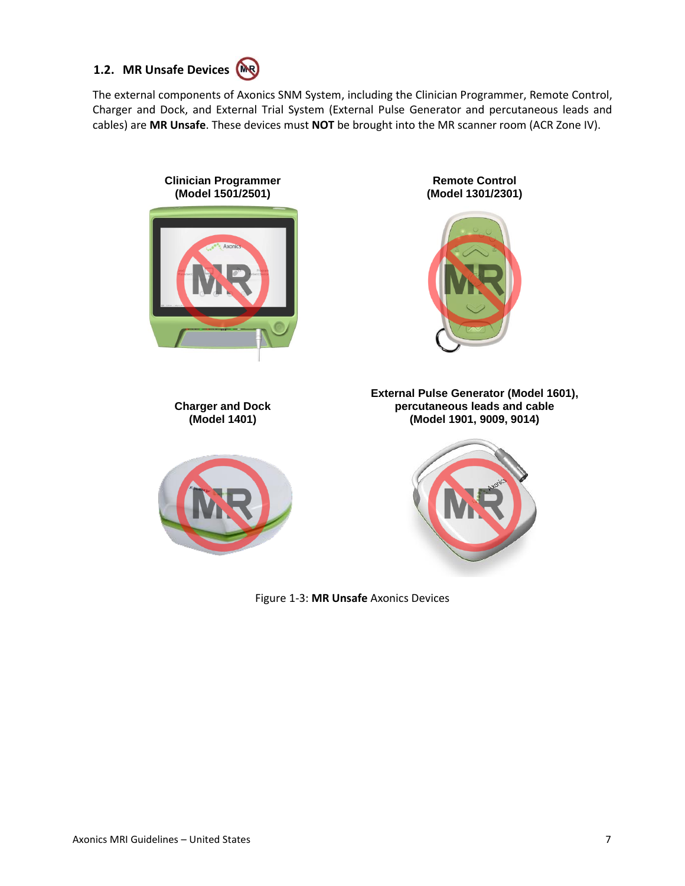## 1.2. MR Unsafe Devices

The external components of Axonics SNM System, including the Clinician Programmer, Remote Control, Charger and Dock, and External Trial System (External Pulse Generator and percutaneous leads and cables) are **MR Unsafe**. These devices must **NOT** be brought into the MR scanner room (ACR Zone IV).

**Clinician Programmer (Model 1501/2501)**

**Remote Control (Model 1301/2301)**

**Charger and Dock (Model 1401)**

**External Pulse Generator (Model 1601), percutaneous leads and cable (Model 1901, 9009, 9014)**

Figure 1-3: **MR Unsafe** Axonics Devices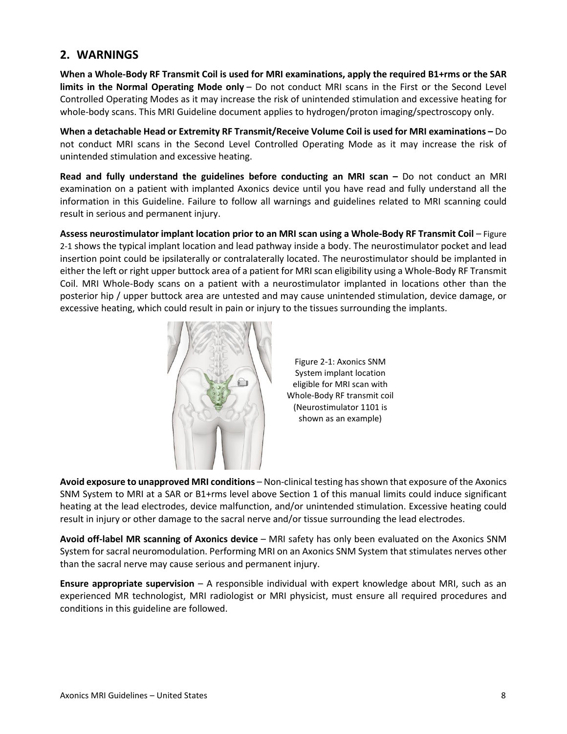## 2. WARNINGS

**When a Whole-Body RF Transmit Coil is used for MRI examinations, apply the required B1+rms or the SAR limits in the Normal Operating Mode only** – Do not conduct MRI scans in the First or the Second Level Controlled Operating Modes as it may increase the risk of unintended stimulation and excessive heating for whole-body scans. This MRI Guideline document applies to hydrogen/proton imaging/spectroscopy only.

**When a detachable Head or Extremity RF Transmit/Receive Volume Coil is used for MRI examinations –** Do not conduct MRI scans in the Second Level Controlled Operating Mode as it may increase the risk of unintended stimulation and excessive heating.

**Read and fully understand the guidelines before conducting an MRI scan –** Do not conduct an MRI examination on a patient with implanted Axonics device until you have read and fully understand all the information in this Guideline. Failure to follow all warnings and guidelines related to MRI scanning could result in serious and permanent injury.

**Assess neurostimulator implant location prior to an MRI scan using a Whole-Body RF Transmit Coil** – Figure 2-1 shows the typical implant location and lead pathway inside a body. The neurostimulator pocket and lead insertion point could be ipsilaterally or contralaterally located. The neurostimulator should be implanted in either the left or right upper buttock area of a patient for MRI scan eligibility using a Whole-Body RF Transmit Coil. MRI Whole-Body scans on a patient with a neurostimulator implanted in locations other than the posterior hip / upper buttock area are untested and may cause unintended stimulation, device damage, or excessive heating, which could result in pain or injury to the tissues surrounding the implants.

Figure 2-1: Axonics SNM System implant location eligible for MRI scan with Whole-Body RF transmit coil (Neurostimulator 1101 is shown as an example)

**Avoid exposure to unapproved MRI conditions** – Non-clinical testing has shown that exposure of the Axonics SNM System to MRI at a SAR or B1+rms level above Section 1 of this manual limits could induce significant heating at the lead electrodes, device malfunction, and/or unintended stimulation. Excessive heating could result in injury or other damage to the sacral nerve and/or tissue surrounding the lead electrodes.

**Avoid off-label MR scanning of Axonics device** – MRI safety has only been evaluated on the Axonics SNM System for sacral neuromodulation. Performing MRI on an Axonics SNM System that stimulates nerves other than the sacral nerve may cause serious and permanent injury.

**Ensure appropriate supervision** – A responsible individual with expert knowledge about MRI, such as an experienced MR technologist, MRI radiologist or MRI physicist, must ensure all required procedures and conditions in this guideline are followed.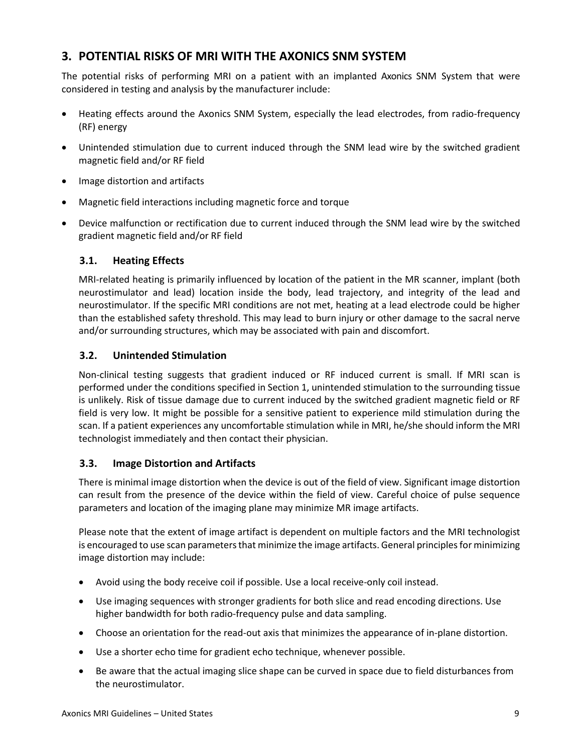## 3. POTENTIAL RISKS OF MRI WITH THE AXONICS SNM SYSTEM

The potential risks of performing MRI on a patient with an implanted Axonics SNM System that were considered in testing and analysis by the manufacturer include:

- Heating effects around the Axonics SNM System, especially the lead electrodes, from radio-frequency (RF) energy
- Unintended stimulation due to current induced through the SNM lead wire by the switched gradient magnetic field and/or RF field
- Image distortion and artifacts
- Magnetic field interactions including magnetic force and torque
- Device malfunction or rectification due to current induced through the SNM lead wire by the switched gradient magnetic field and/or RF field

### 3.1. Heating Effects

MRI-related heating is primarily influenced by location of the patient in the MR scanner, implant (both neurostimulator and lead) location inside the body, lead trajectory, and integrity of the lead and neurostimulator. If the specific MRI conditions are not met, heating at a lead electrode could be higher than the established safety threshold. This may lead to burn injury or other damage to the sacral nerve and/or surrounding structures, which may be associated with pain and discomfort.

### 3.2. Unintended Stimulation

Non-clinical testing suggests that gradient induced or RF induced current is small. If MRI scan is performed under the conditions specified in Section 1, unintended stimulation to the surrounding tissue is unlikely. Risk of tissue damage due to current induced by the switched gradient magnetic field or RF field is very low. It might be possible for a sensitive patient to experience mild stimulation during the scan. If a patient experiences any uncomfortable stimulation while in MRI, he/she should inform the MRI technologist immediately and then contact their physician.

### 3.3. Image Distortion and Artifacts

There is minimal image distortion when the device is out of the field of view. Significant image distortion can result from the presence of the device within the field of view. Careful choice of pulse sequence parameters and location of the imaging plane may minimize MR image artifacts.

Please note that the extent of image artifact is dependent on multiple factors and the MRI technologist is encouraged to use scan parameters that minimize the image artifacts. General principles for minimizing image distortion may include:

- Avoid using the body receive coil if possible. Use a local receive-only coil instead.
- Use imaging sequences with stronger gradients for both slice and read encoding directions. Use higher bandwidth for both radio-frequency pulse and data sampling.
- Choose an orientation for the read-out axis that minimizes the appearance of in-plane distortion.
- Use a shorter echo time for gradient echo technique, whenever possible.
- Be aware that the actual imaging slice shape can be curved in space due to field disturbances from the neurostimulator.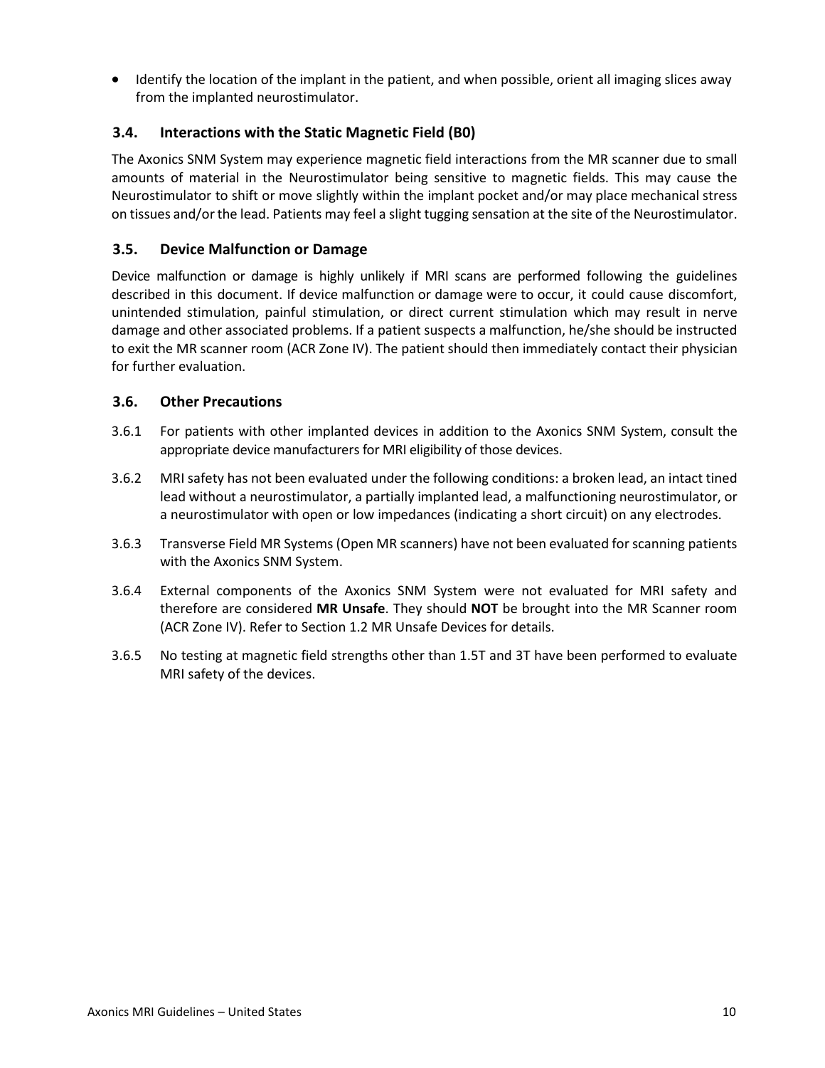- Identify the location of the implant in the patient, and when possible, orient all imaging slices away from the implanted neurostimulator.

### 3.4. Interactions with the Static Magnetic Field (B0)

The Axonics SNM System may experience magnetic field interactions from the MR scanner due to small amounts of material in the Neurostimulator being sensitive to magnetic fields. This may cause the Neurostimulator to shift or move slightly within the implant pocket and/or may place mechanical stress on tissues and/or the lead. Patients may feel a slight tugging sensation at the site of the Neurostimulator.

### 3.5. Device Malfunction or Damage

Device malfunction or damage is highly unlikely if MRI scans are performed following the guidelines described in this document. If device malfunction or damage were to occur, it could cause discomfort, unintended stimulation, painful stimulation, or direct current stimulation which may result in nerve damage and other associated problems. If a patient suspects a malfunction, he/she should be instructed to exit the MR scanner room (ACR Zone IV). The patient should then immediately contact their physician for further evaluation.

### 3.6. Other Precautions

3.6.1 For patients with other implanted devices in addition to the Axonics SNM System, consult the appropriate device manufacturers for MRI eligibility of those devices.

3.6.2 MRI safety has not been evaluated under the following conditions: a broken lead, an intact tined lead without a neurostimulator, a partially implanted lead, a malfunctioning neurostimulator, or a neurostimulator with open or low impedances (indicating a short circuit) on any electrodes.

3.6.3 Transverse Field MR Systems (Open MR scanners) have not been evaluated for scanning patients with the Axonics SNM System.

3.6.4 External components of the Axonics SNM System were not evaluated for MRI safety and therefore are considered **MR Unsafe**. They should **NOT** be brought into the MR Scanner room (ACR Zone IV). Refer to Section 1.2 MR Unsafe Devices for details.

3.6.5 No testing at magnetic field strengths other than 1.5T and 3T have been performed to evaluate MRI safety of the devices.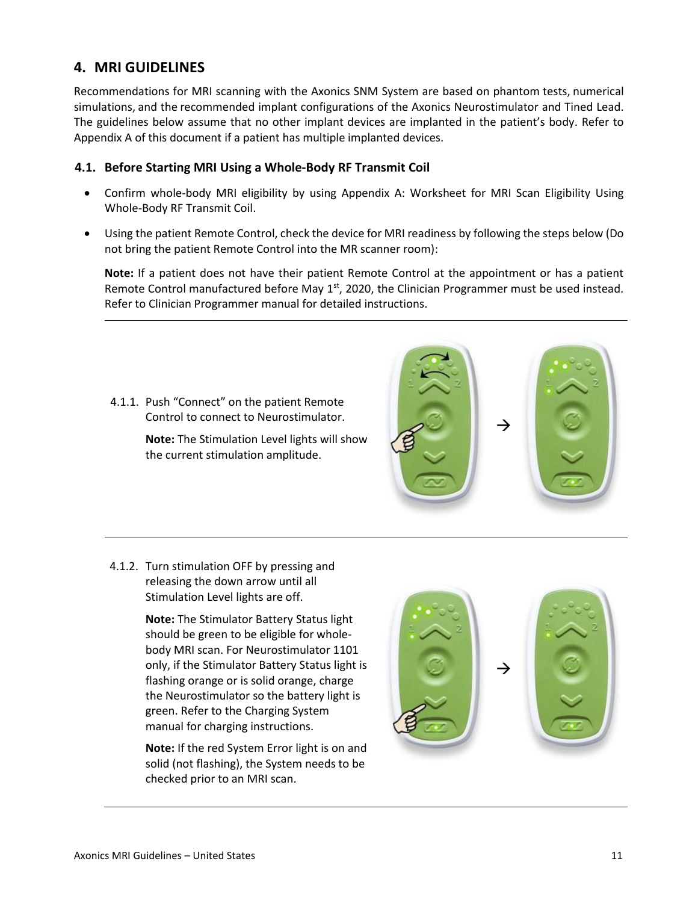## 4. MRI GUIDELINES

Recommendations for MRI scanning with the Axonics SNM System are based on phantom tests, numerical simulations, and the recommended implant configurations of the Axonics Neurostimulator and Tined Lead. The guidelines below assume that no other implant devices are implanted in the patient's body. Refer to Appendix A of this document if a patient has multiple implanted devices.

### 4.1. Before Starting MRI Using a Whole-Body RF Transmit Coil

- Confirm whole-body MRI eligibility by using Appendix A: Worksheet for MRI Scan Eligibility Using Whole-Body RF Transmit Coil.
- Using the patient Remote Control, check the device for MRI readiness by following the steps below (Do not bring the patient Remote Control into the MR scanner room):

  **Note:** If a patient does not have their patient Remote Control at the appointment or has a patient Remote Control manufactured before May 1st, 2020, the Clinician Programmer must be used instead. Refer to Clinician Programmer manual for detailed instructions.

---

4.1.1. Push "Connect" on the patient Remote Control to connect to Neurostimulator.

**Note:** The Stimulation Level lights will show the current stimulation amplitude.

---

4.1.2. Turn stimulation OFF by pressing and releasing the down arrow until all Stimulation Level lights are off.

**Note:** The Stimulator Battery Status light should be green to be eligible for whole-body MRI scan. For Neurostimulator 1101 only, if the Stimulator Battery Status light is flashing orange or is solid orange, charge the Neurostimulator so the battery light is green. Refer to the Charging System manual for charging instructions.

**Note:** If the red System Error light is on and solid (not flashing), the System needs to be checked prior to an MRI scan.

---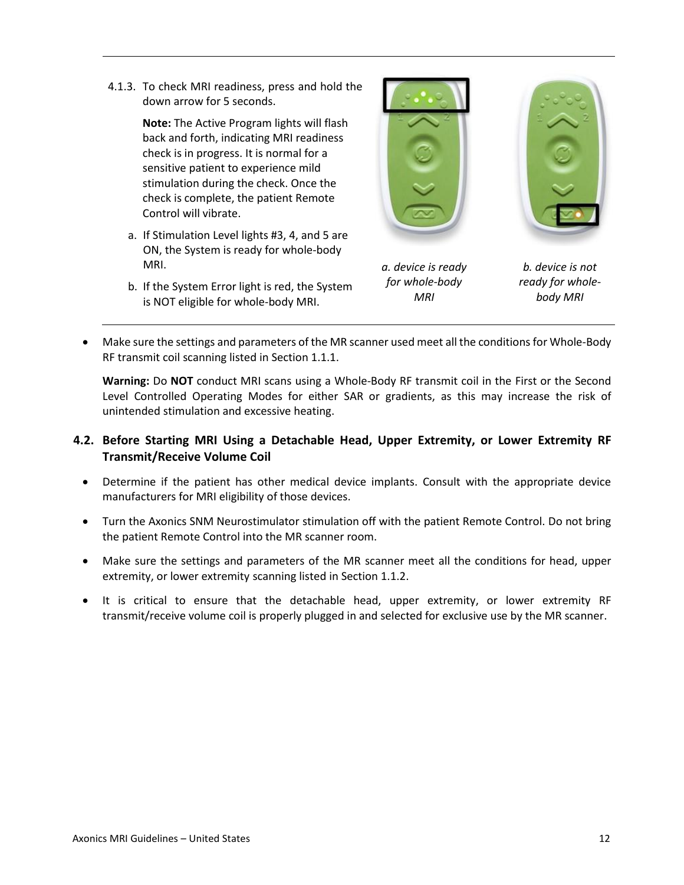4.1.3. To check MRI readiness, press and hold the down arrow for 5 seconds.

**Note:** The Active Program lights will flash back and forth, indicating MRI readiness check is in progress. It is normal for a sensitive patient to experience mild stimulation during the check. Once the check is complete, the patient Remote Control will vibrate.

a. If Stimulation Level lights #3, 4, and 5 are ON, the System is ready for whole-body MRI.

b. If the System Error light is red, the System is NOT eligible for whole-body MRI.

*a. device is ready for whole-body MRI*

*b. device is not ready for whole-body MRI*

- Make sure the settings and parameters of the MR scanner used meet all the conditions for Whole-Body RF transmit coil scanning listed in Section 1.1.1.

  **Warning:** Do **NOT** conduct MRI scans using a Whole-Body RF transmit coil in the First or the Second Level Controlled Operating Modes for either SAR or gradients, as this may increase the risk of unintended stimulation and excessive heating.

## 4.2. Before Starting MRI Using a Detachable Head, Upper Extremity, or Lower Extremity RF Transmit/Receive Volume Coil

- Determine if the patient has other medical device implants. Consult with the appropriate device manufacturers for MRI eligibility of those devices.
- Turn the Axonics SNM Neurostimulator stimulation off with the patient Remote Control. Do not bring the patient Remote Control into the MR scanner room.
- Make sure the settings and parameters of the MR scanner meet all the conditions for head, upper extremity, or lower extremity scanning listed in Section 1.1.2.
- It is critical to ensure that the detachable head, upper extremity, or lower extremity RF transmit/receive volume coil is properly plugged in and selected for exclusive use by the MR scanner.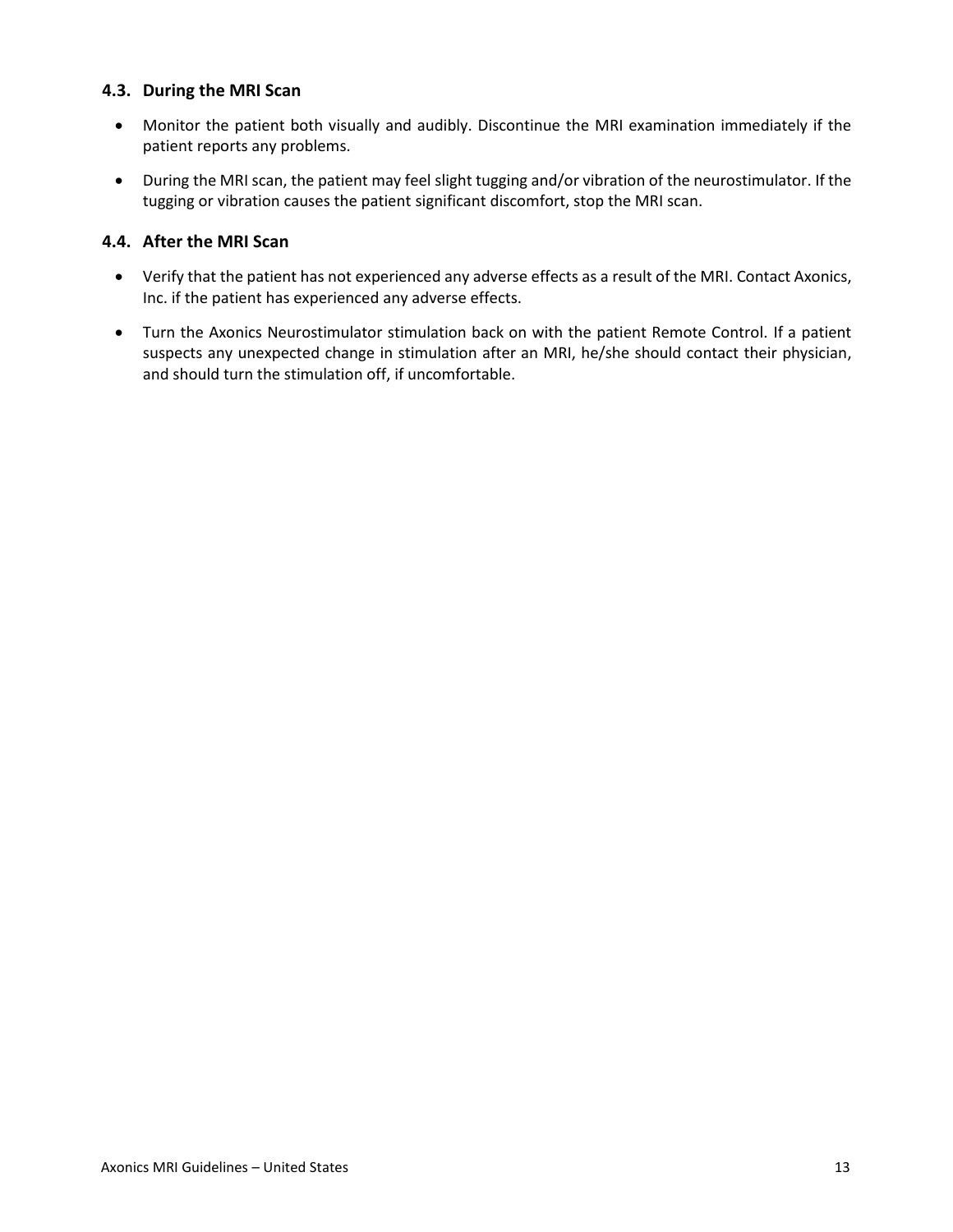### 4.3. During the MRI Scan

- Monitor the patient both visually and audibly. Discontinue the MRI examination immediately if the patient reports any problems.
- During the MRI scan, the patient may feel slight tugging and/or vibration of the neurostimulator. If the tugging or vibration causes the patient significant discomfort, stop the MRI scan.

### 4.4. After the MRI Scan

- Verify that the patient has not experienced any adverse effects as a result of the MRI. Contact Axonics, Inc. if the patient has experienced any adverse effects.
- Turn the Axonics Neurostimulator stimulation back on with the patient Remote Control. If a patient suspects any unexpected change in stimulation after an MRI, he/she should contact their physician, and should turn the stimulation off, if uncomfortable.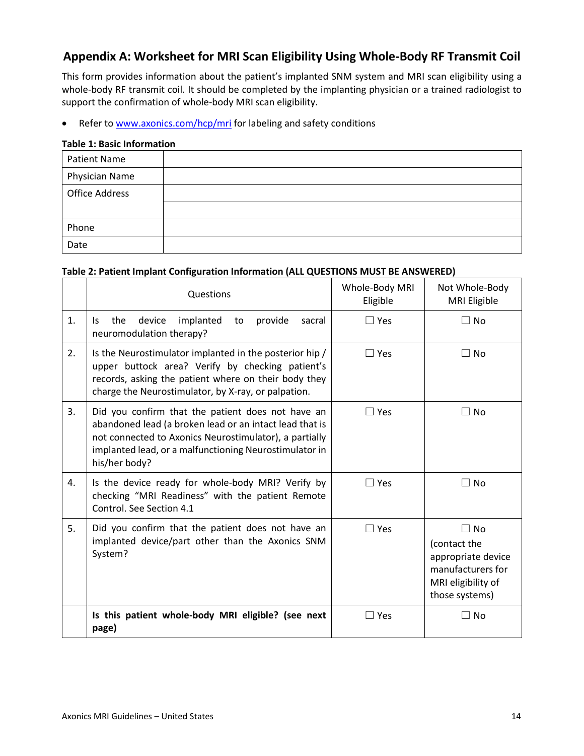## Appendix A: Worksheet for MRI Scan Eligibility Using Whole-Body RF Transmit Coil

This form provides information about the patient's implanted SNM system and MRI scan eligibility using a whole-body RF transmit coil. It should be completed by the implanting physician or a trained radiologist to support the confirmation of whole-body MRI scan eligibility.

- Refer to [www.axonics.com/hcp/mri](www.axonics.com/hcp/mri) for labeling and safety conditions

**Table 1: Basic Information**

| | |
|---|---|
| Patient Name | |
| Physician Name | |
| Office Address | |
| | |
| Phone | |
| Date | |

**Table 2: Patient Implant Configuration Information (ALL QUESTIONS MUST BE ANSWERED)**

| | Questions | Whole-Body MRI Eligible | Not Whole-Body MRI Eligible |
|---|---|---|---|
| 1. | Is the device implanted to provide sacral neuromodulation therapy? | ☐ Yes | ☐ No |
| 2. | Is the Neurostimulator implanted in the posterior hip / upper buttock area? Verify by checking patient's records, asking the patient where on their body they charge the Neurostimulator, by X-ray, or palpation. | ☐ Yes | ☐ No |
| 3. | Did you confirm that the patient does not have an abandoned lead (a broken lead or an intact lead that is not connected to Axonics Neurostimulator), a partially implanted lead, or a malfunctioning Neurostimulator in his/her body? | ☐ Yes | ☐ No |
| 4. | Is the device ready for whole-body MRI? Verify by checking "MRI Readiness" with the patient Remote Control. See Section 4.1 | ☐ Yes | ☐ No |
| 5. | Did you confirm that the patient does not have an implanted device/part other than the Axonics SNM System? | ☐ Yes | ☐ No (contact the appropriate device manufacturers for MRI eligibility of those systems) |
| | **Is this patient whole-body MRI eligible? (see next page)** | ☐ Yes | ☐ No |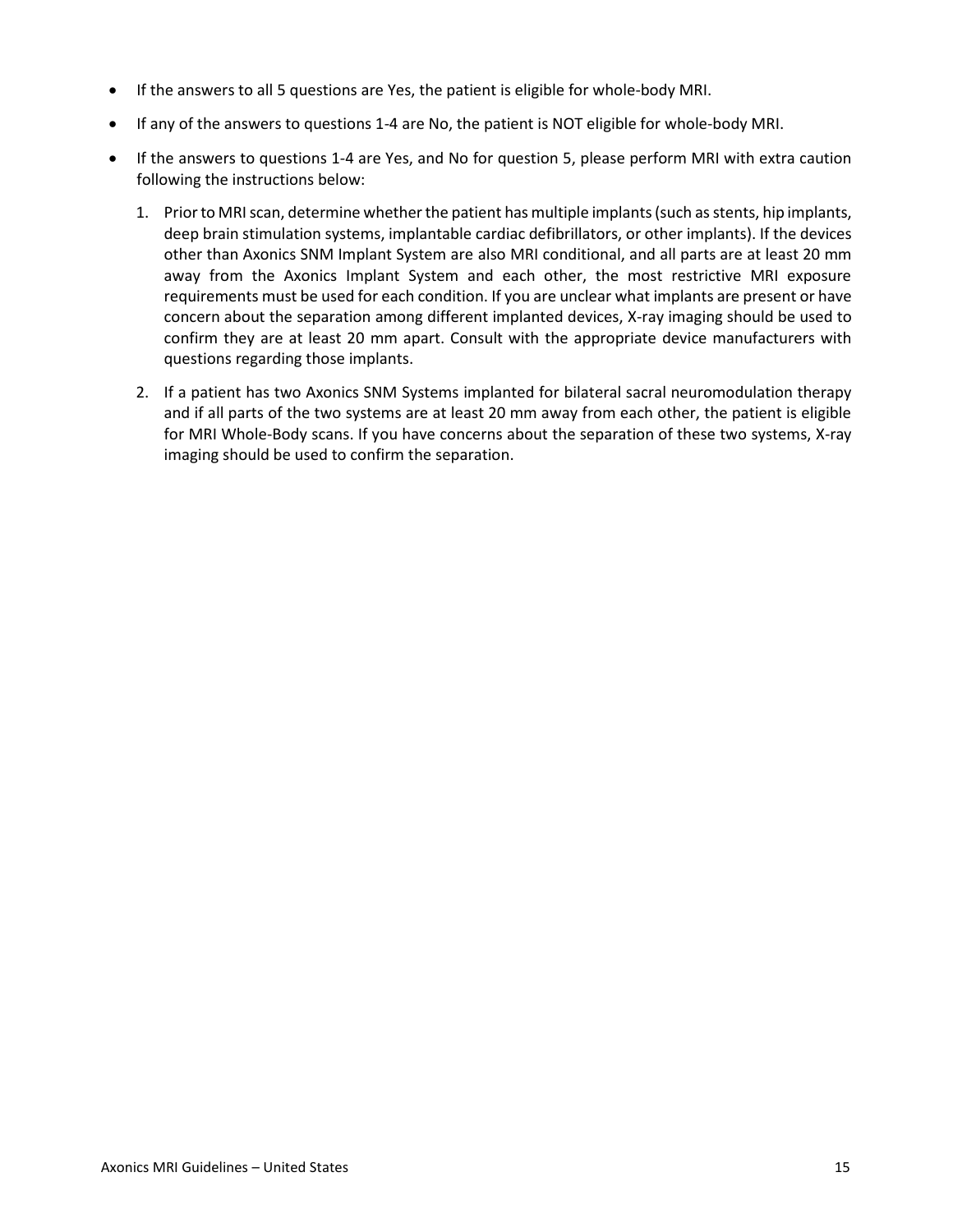- If the answers to all 5 questions are Yes, the patient is eligible for whole-body MRI.
- If any of the answers to questions 1-4 are No, the patient is NOT eligible for whole-body MRI.
- If the answers to questions 1-4 are Yes, and No for question 5, please perform MRI with extra caution following the instructions below:
  1. Prior to MRI scan, determine whether the patient has multiple implants (such as stents, hip implants, deep brain stimulation systems, implantable cardiac defibrillators, or other implants). If the devices other than Axonics SNM Implant System are also MRI conditional, and all parts are at least 20 mm away from the Axonics Implant System and each other, the most restrictive MRI exposure requirements must be used for each condition. If you are unclear what implants are present or have concern about the separation among different implanted devices, X-ray imaging should be used to confirm they are at least 20 mm apart. Consult with the appropriate device manufacturers with questions regarding those implants.
  2. If a patient has two Axonics SNM Systems implanted for bilateral sacral neuromodulation therapy and if all parts of the two systems are at least 20 mm away from each other, the patient is eligible for MRI Whole-Body scans. If you have concerns about the separation of these two systems, X-ray imaging should be used to confirm the separation.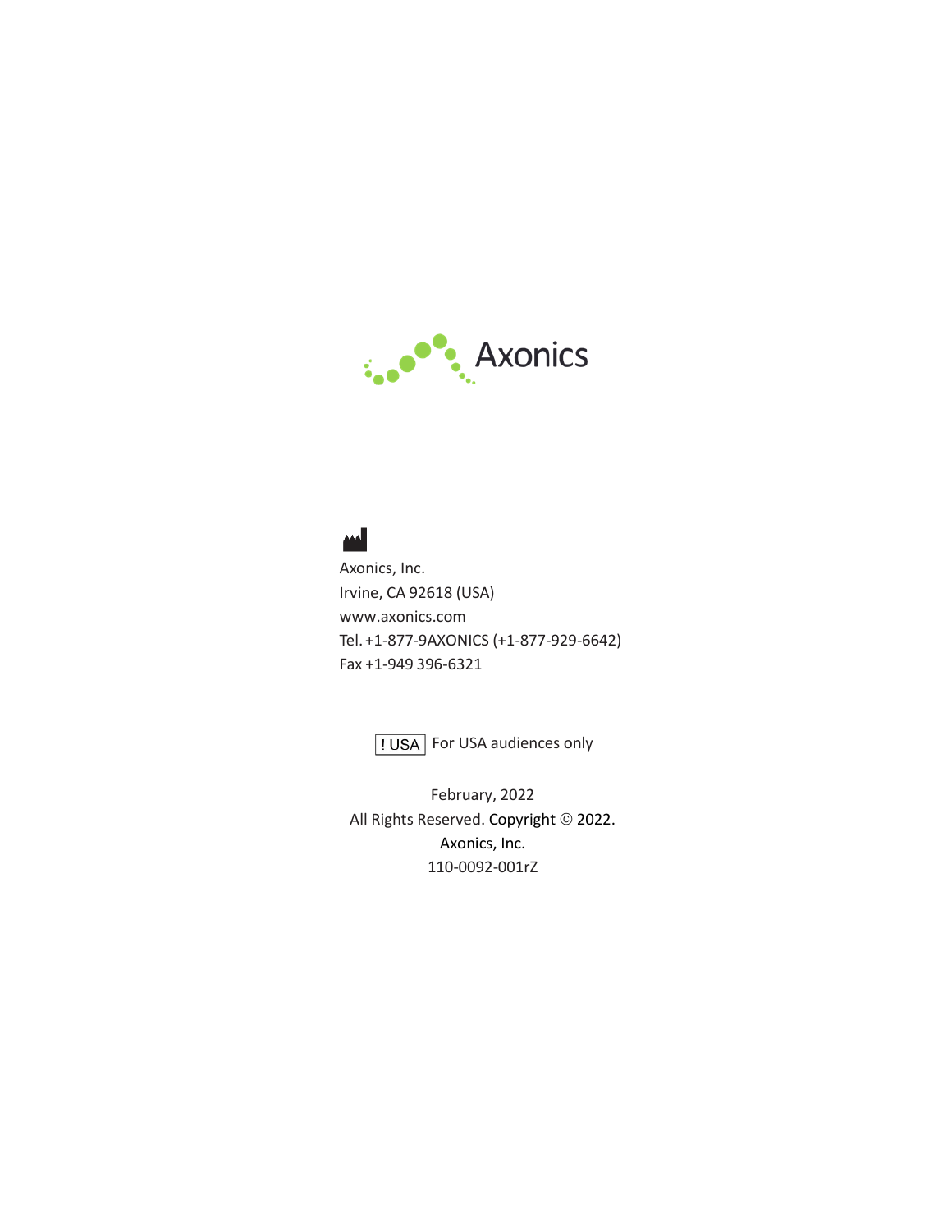Axonics

Axonics, Inc.
Irvine, CA 92618 (USA)
www.axonics.com
Tel. +1-877-9AXONICS (+1-877-929-6642)
Fax +1-949 396-6321

! USA For USA audiences only

February, 2022
All Rights Reserved. Copyright © 2022.
Axonics, Inc.
110-0092-001rZ